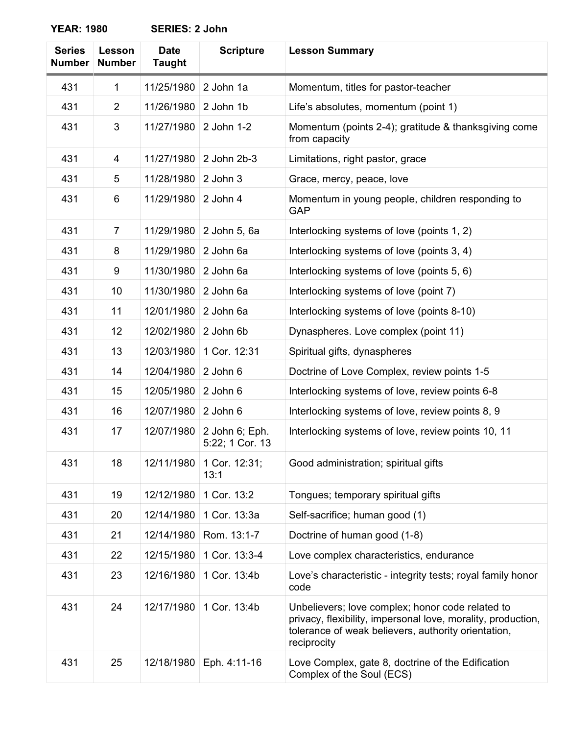**YEAR: 1980 SERIES: 2 John**

| Series Number | Lesson Number | Date Taught | Scripture | Lesson Summary |
|---|---|---|---|---|
| 431 | 1 | 11/25/1980 | 2 John 1a | Momentum, titles for pastor-teacher |
| 431 | 2 | 11/26/1980 | 2 John 1b | Life's absolutes, momentum (point 1) |
| 431 | 3 | 11/27/1980 | 2 John 1-2 | Momentum (points 2-4); gratitude & thanksgiving come from capacity |
| 431 | 4 | 11/27/1980 | 2 John 2b-3 | Limitations, right pastor, grace |
| 431 | 5 | 11/28/1980 | 2 John 3 | Grace, mercy, peace, love |
| 431 | 6 | 11/29/1980 | 2 John 4 | Momentum in young people, children responding to GAP |
| 431 | 7 | 11/29/1980 | 2 John 5, 6a | Interlocking systems of love (points 1, 2) |
| 431 | 8 | 11/29/1980 | 2 John 6a | Interlocking systems of love (points 3, 4) |
| 431 | 9 | 11/30/1980 | 2 John 6a | Interlocking systems of love (points 5, 6) |
| 431 | 10 | 11/30/1980 | 2 John 6a | Interlocking systems of love (point 7) |
| 431 | 11 | 12/01/1980 | 2 John 6a | Interlocking systems of love (points 8-10) |
| 431 | 12 | 12/02/1980 | 2 John 6b | Dynaspheres. Love complex (point 11) |
| 431 | 13 | 12/03/1980 | 1 Cor. 12:31 | Spiritual gifts, dynaspheres |
| 431 | 14 | 12/04/1980 | 2 John 6 | Doctrine of Love Complex, review points 1-5 |
| 431 | 15 | 12/05/1980 | 2 John 6 | Interlocking systems of love, review points 6-8 |
| 431 | 16 | 12/07/1980 | 2 John 6 | Interlocking systems of love, review points 8, 9 |
| 431 | 17 | 12/07/1980 | 2 John 6; Eph. 5:22; 1 Cor. 13 | Interlocking systems of love, review points 10, 11 |
| 431 | 18 | 12/11/1980 | 1 Cor. 12:31; 13:1 | Good administration; spiritual gifts |
| 431 | 19 | 12/12/1980 | 1 Cor. 13:2 | Tongues; temporary spiritual gifts |
| 431 | 20 | 12/14/1980 | 1 Cor. 13:3a | Self-sacrifice; human good (1) |
| 431 | 21 | 12/14/1980 | Rom. 13:1-7 | Doctrine of human good (1-8) |
| 431 | 22 | 12/15/1980 | 1 Cor. 13:3-4 | Love complex characteristics, endurance |
| 431 | 23 | 12/16/1980 | 1 Cor. 13:4b | Love's characteristic - integrity tests; royal family honor code |
| 431 | 24 | 12/17/1980 | 1 Cor. 13:4b | Unbelievers; love complex; honor code related to privacy, flexibility, impersonal love, morality, production, tolerance of weak believers, authority orientation, reciprocity |
| 431 | 25 | 12/18/1980 | Eph. 4:11-16 | Love Complex, gate 8, doctrine of the Edification Complex of the Soul (ECS) |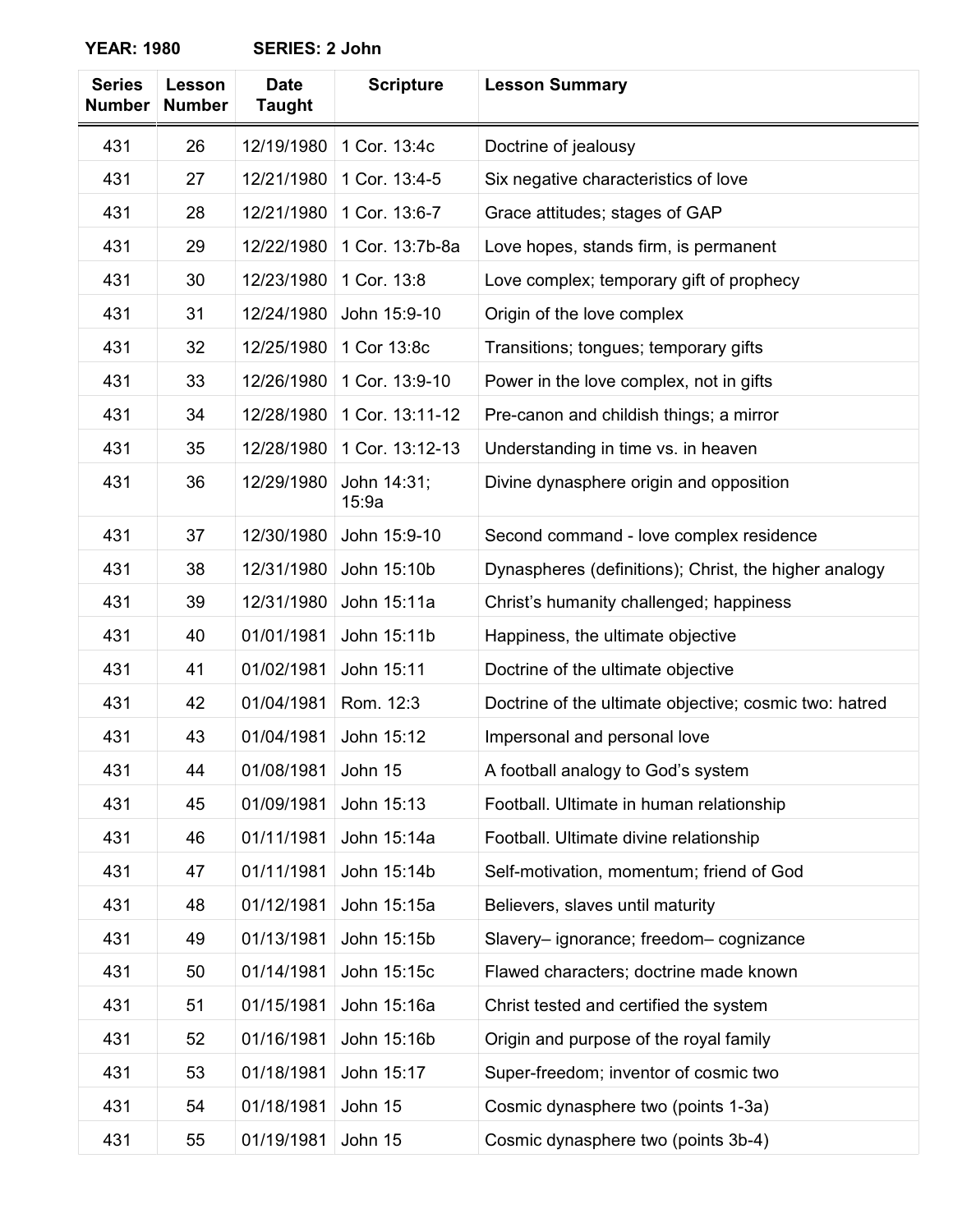**YEAR: 1980 SERIES: 2 John**

| Series Number | Lesson Number | Date Taught | Scripture | Lesson Summary |
|---|---|---|---|---|
| 431 | 26 | 12/19/1980 | 1 Cor. 13:4c | Doctrine of jealousy |
| 431 | 27 | 12/21/1980 | 1 Cor. 13:4-5 | Six negative characteristics of love |
| 431 | 28 | 12/21/1980 | 1 Cor. 13:6-7 | Grace attitudes; stages of GAP |
| 431 | 29 | 12/22/1980 | 1 Cor. 13:7b-8a | Love hopes, stands firm, is permanent |
| 431 | 30 | 12/23/1980 | 1 Cor. 13:8 | Love complex; temporary gift of prophecy |
| 431 | 31 | 12/24/1980 | John 15:9-10 | Origin of the love complex |
| 431 | 32 | 12/25/1980 | 1 Cor 13:8c | Transitions; tongues; temporary gifts |
| 431 | 33 | 12/26/1980 | 1 Cor. 13:9-10 | Power in the love complex, not in gifts |
| 431 | 34 | 12/28/1980 | 1 Cor. 13:11-12 | Pre-canon and childish things; a mirror |
| 431 | 35 | 12/28/1980 | 1 Cor. 13:12-13 | Understanding in time vs. in heaven |
| 431 | 36 | 12/29/1980 | John 14:31; 15:9a | Divine dynasphere origin and opposition |
| 431 | 37 | 12/30/1980 | John 15:9-10 | Second command - love complex residence |
| 431 | 38 | 12/31/1980 | John 15:10b | Dynaspheres (definitions); Christ, the higher analogy |
| 431 | 39 | 12/31/1980 | John 15:11a | Christ’s humanity challenged; happiness |
| 431 | 40 | 01/01/1981 | John 15:11b | Happiness, the ultimate objective |
| 431 | 41 | 01/02/1981 | John 15:11 | Doctrine of the ultimate objective |
| 431 | 42 | 01/04/1981 | Rom. 12:3 | Doctrine of the ultimate objective; cosmic two: hatred |
| 431 | 43 | 01/04/1981 | John 15:12 | Impersonal and personal love |
| 431 | 44 | 01/08/1981 | John 15 | A football analogy to God’s system |
| 431 | 45 | 01/09/1981 | John 15:13 | Football. Ultimate in human relationship |
| 431 | 46 | 01/11/1981 | John 15:14a | Football. Ultimate divine relationship |
| 431 | 47 | 01/11/1981 | John 15:14b | Self-motivation, momentum; friend of God |
| 431 | 48 | 01/12/1981 | John 15:15a | Believers, slaves until maturity |
| 431 | 49 | 01/13/1981 | John 15:15b | Slavery– ignorance; freedom– cognizance |
| 431 | 50 | 01/14/1981 | John 15:15c | Flawed characters; doctrine made known |
| 431 | 51 | 01/15/1981 | John 15:16a | Christ tested and certified the system |
| 431 | 52 | 01/16/1981 | John 15:16b | Origin and purpose of the royal family |
| 431 | 53 | 01/18/1981 | John 15:17 | Super-freedom; inventor of cosmic two |
| 431 | 54 | 01/18/1981 | John 15 | Cosmic dynasphere two (points 1-3a) |
| 431 | 55 | 01/19/1981 | John 15 | Cosmic dynasphere two (points 3b-4) |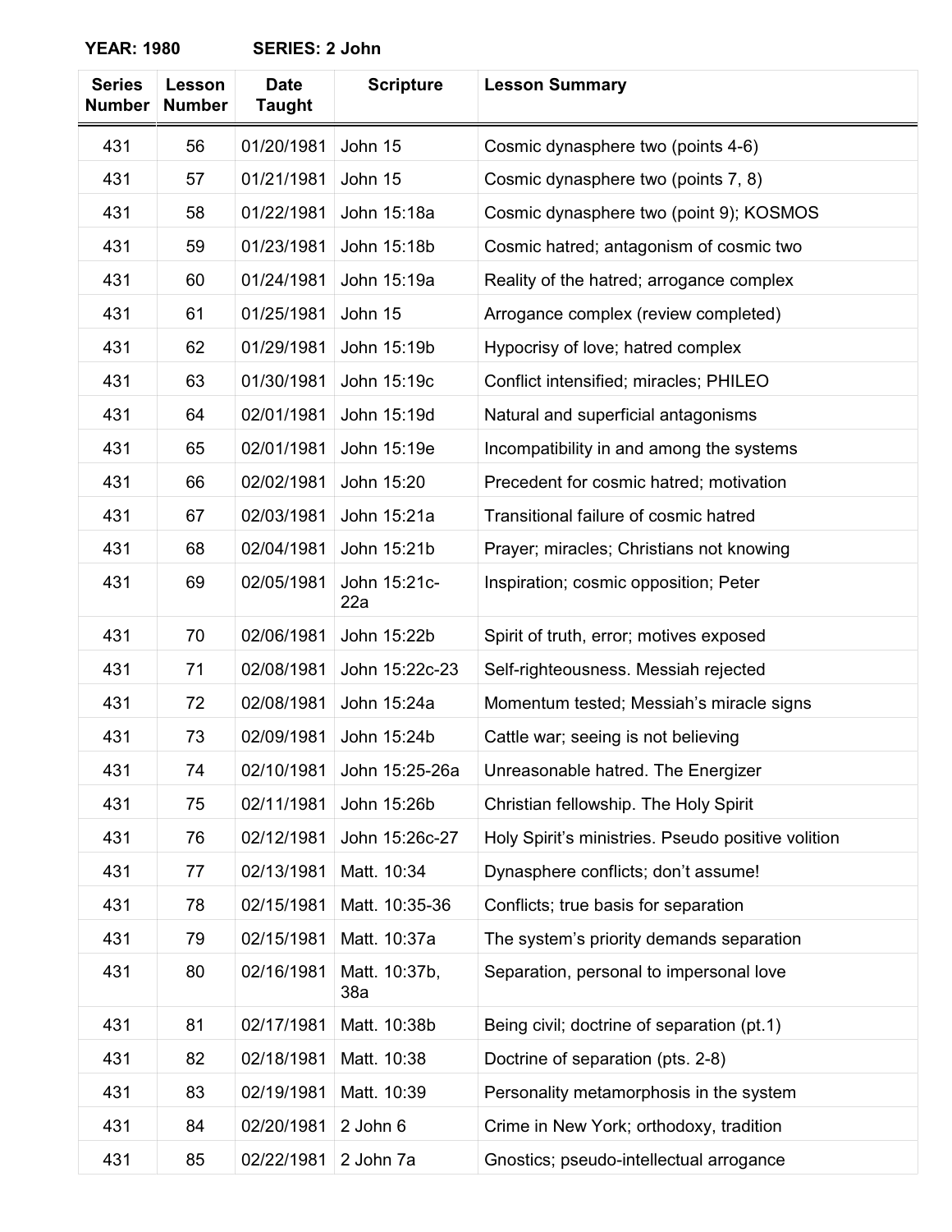**YEAR: 1980 SERIES: 2 John**

| Series Number | Lesson Number | Date Taught | Scripture | Lesson Summary |
|---|---|---|---|---|
| 431 | 56 | 01/20/1981 | John 15 | Cosmic dynasphere two (points 4-6) |
| 431 | 57 | 01/21/1981 | John 15 | Cosmic dynasphere two (points 7, 8) |
| 431 | 58 | 01/22/1981 | John 15:18a | Cosmic dynasphere two (point 9); KOSMOS |
| 431 | 59 | 01/23/1981 | John 15:18b | Cosmic hatred; antagonism of cosmic two |
| 431 | 60 | 01/24/1981 | John 15:19a | Reality of the hatred; arrogance complex |
| 431 | 61 | 01/25/1981 | John 15 | Arrogance complex (review completed) |
| 431 | 62 | 01/29/1981 | John 15:19b | Hypocrisy of love; hatred complex |
| 431 | 63 | 01/30/1981 | John 15:19c | Conflict intensified; miracles; PHILEO |
| 431 | 64 | 02/01/1981 | John 15:19d | Natural and superficial antagonisms |
| 431 | 65 | 02/01/1981 | John 15:19e | Incompatibility in and among the systems |
| 431 | 66 | 02/02/1981 | John 15:20 | Precedent for cosmic hatred; motivation |
| 431 | 67 | 02/03/1981 | John 15:21a | Transitional failure of cosmic hatred |
| 431 | 68 | 02/04/1981 | John 15:21b | Prayer; miracles; Christians not knowing |
| 431 | 69 | 02/05/1981 | John 15:21c-22a | Inspiration; cosmic opposition; Peter |
| 431 | 70 | 02/06/1981 | John 15:22b | Spirit of truth, error; motives exposed |
| 431 | 71 | 02/08/1981 | John 15:22c-23 | Self-righteousness. Messiah rejected |
| 431 | 72 | 02/08/1981 | John 15:24a | Momentum tested; Messiah's miracle signs |
| 431 | 73 | 02/09/1981 | John 15:24b | Cattle war; seeing is not believing |
| 431 | 74 | 02/10/1981 | John 15:25-26a | Unreasonable hatred. The Energizer |
| 431 | 75 | 02/11/1981 | John 15:26b | Christian fellowship. The Holy Spirit |
| 431 | 76 | 02/12/1981 | John 15:26c-27 | Holy Spirit's ministries. Pseudo positive volition |
| 431 | 77 | 02/13/1981 | Matt. 10:34 | Dynasphere conflicts; don't assume! |
| 431 | 78 | 02/15/1981 | Matt. 10:35-36 | Conflicts; true basis for separation |
| 431 | 79 | 02/15/1981 | Matt. 10:37a | The system's priority demands separation |
| 431 | 80 | 02/16/1981 | Matt. 10:37b, 38a | Separation, personal to impersonal love |
| 431 | 81 | 02/17/1981 | Matt. 10:38b | Being civil; doctrine of separation (pt.1) |
| 431 | 82 | 02/18/1981 | Matt. 10:38 | Doctrine of separation (pts. 2-8) |
| 431 | 83 | 02/19/1981 | Matt. 10:39 | Personality metamorphosis in the system |
| 431 | 84 | 02/20/1981 | 2 John 6 | Crime in New York; orthodoxy, tradition |
| 431 | 85 | 02/22/1981 | 2 John 7a | Gnostics; pseudo-intellectual arrogance |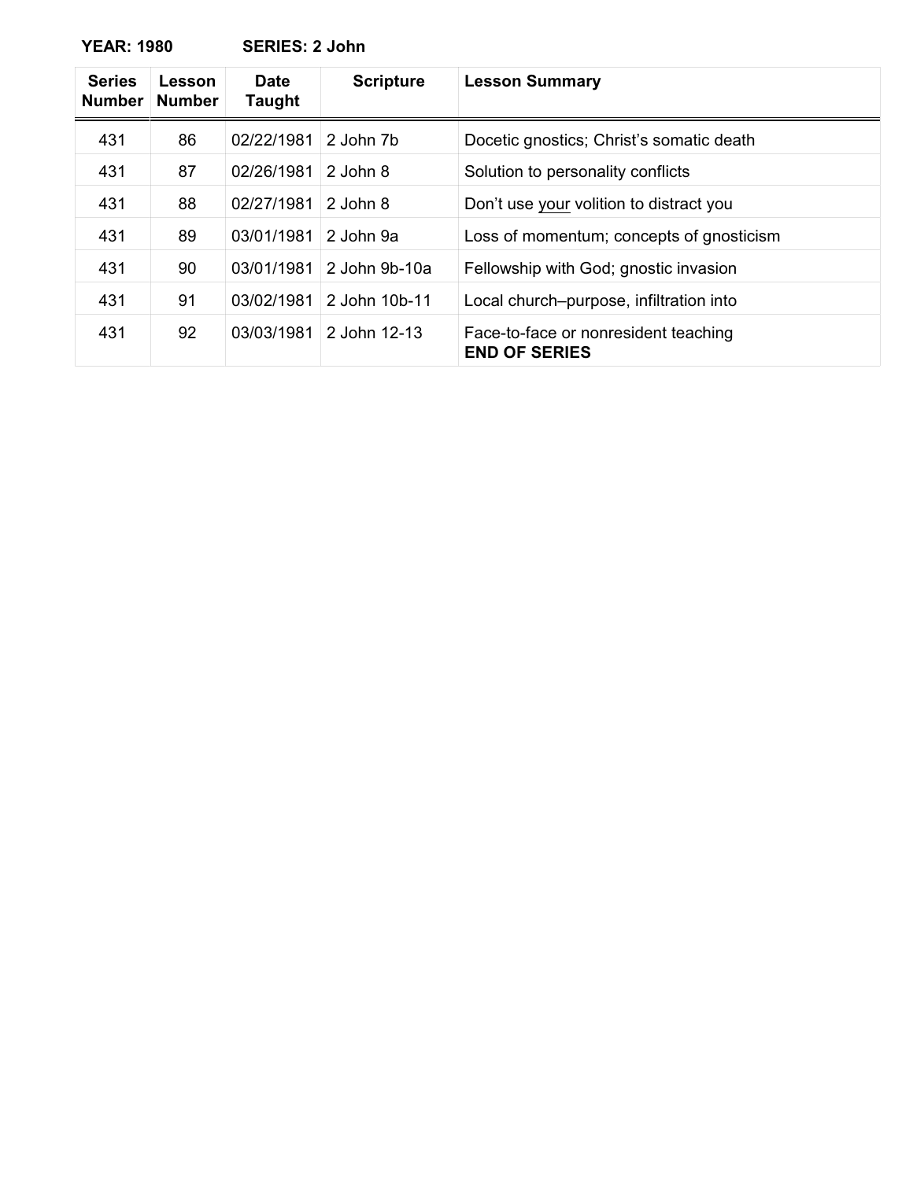**YEAR: 1980** **SERIES: 2 John**

| Series Number | Lesson Number | Date Taught | Scripture | Lesson Summary |
|---|---|---|---|---|
| 431 | 86 | 02/22/1981 | 2 John 7b | Docetic gnostics; Christ's somatic death |
| 431 | 87 | 02/26/1981 | 2 John 8 | Solution to personality conflicts |
| 431 | 88 | 02/27/1981 | 2 John 8 | Don't use your volition to distract you |
| 431 | 89 | 03/01/1981 | 2 John 9a | Loss of momentum; concepts of gnosticism |
| 431 | 90 | 03/01/1981 | 2 John 9b-10a | Fellowship with God; gnostic invasion |
| 431 | 91 | 03/02/1981 | 2 John 10b-11 | Local church–purpose, infiltration into |
| 431 | 92 | 03/03/1981 | 2 John 12-13 | Face-to-face or nonresident teaching **END OF SERIES** |